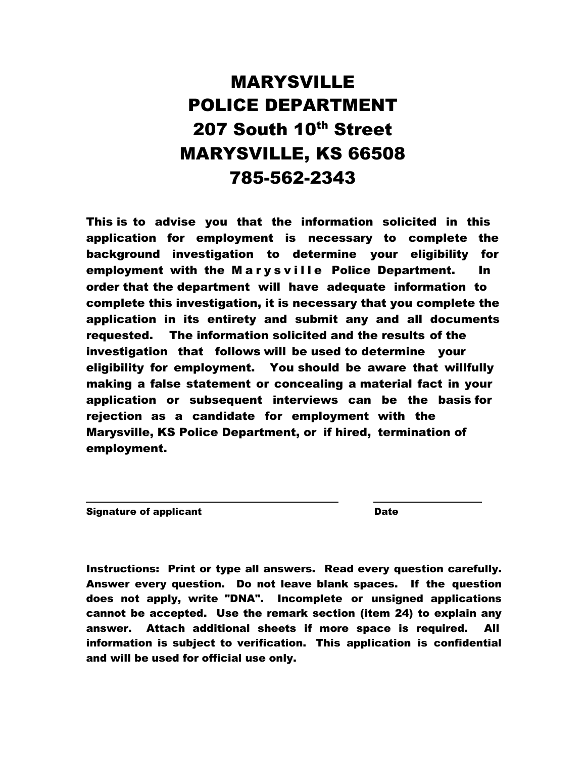# MARYSVILLE POLICE DEPARTMENT

## 207 South 10th Street
## MARYSVILLE, KS 66508
## 785-562-2343

**This is to advise you that the information solicited in this application for employment is necessary to complete the background investigation to determine your eligibility for employment with the Marysville Police Department. In order that the department will have adequate information to complete this investigation, it is necessary that you complete the application in its entirety and submit any and all documents requested. The information solicited and the results of the investigation that follows will be used to determine your eligibility for employment. You should be aware that willfully making a false statement or concealing a material fact in your application or subsequent interviews can be the basis for rejection as a candidate for employment with the Marysville, KS Police Department, or if hired, termination of employment.**

\_\_\_\_\_\_\_\_\_\_\_\_\_\_\_\_\_\_\_\_\_\_\_\_\_\_\_\_\_\_\_\_\_\_\_\_ \_\_\_\_\_\_\_\_\_\_\_\_\_\_\_\_\_

**Signature of applicant** **Date**

**Instructions: Print or type all answers. Read every question carefully. Answer every question. Do not leave blank spaces. If the question does not apply, write "DNA". Incomplete or unsigned applications cannot be accepted. Use the remark section (item 24) to explain any answer. Attach additional sheets if more space is required. All information is subject to verification. This application is confidential and will be used for official use only.**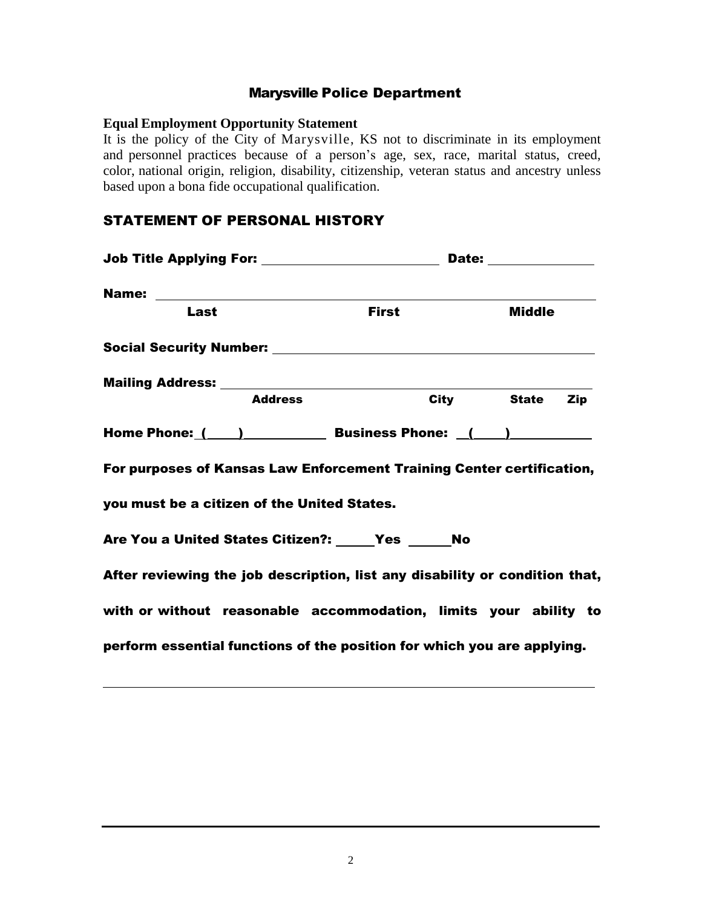## Marysville Police Department

**Equal Employment Opportunity Statement**

It is the policy of the City of Marysville, KS not to discriminate in its employment and personnel practices because of a person's age, sex, race, marital status, creed, color, national origin, religion, disability, citizenship, veteran status and ancestry unless based upon a bona fide occupational qualification.

## STATEMENT OF PERSONAL HISTORY

**Job Title Applying For:** ______________________ **Date:** ______________

**Name:** ____________________________________________________________

**Last** **First** **Middle**

**Social Security Number:** ____________________________________________

**Mailing Address:** __________________________________________________

**Address** **City** **State** **Zip**

**Home Phone: (____)__________ Business Phone: (____)__________**

**For purposes of Kansas Law Enforcement Training Center certification, you must be a citizen of the United States.**

**Are You a United States Citizen?: _____Yes _____No**

**After reviewing the job description, list any disability or condition that, with or without reasonable accommodation, limits your ability to perform essential functions of the position for which you are applying.**

______________________________________________________________________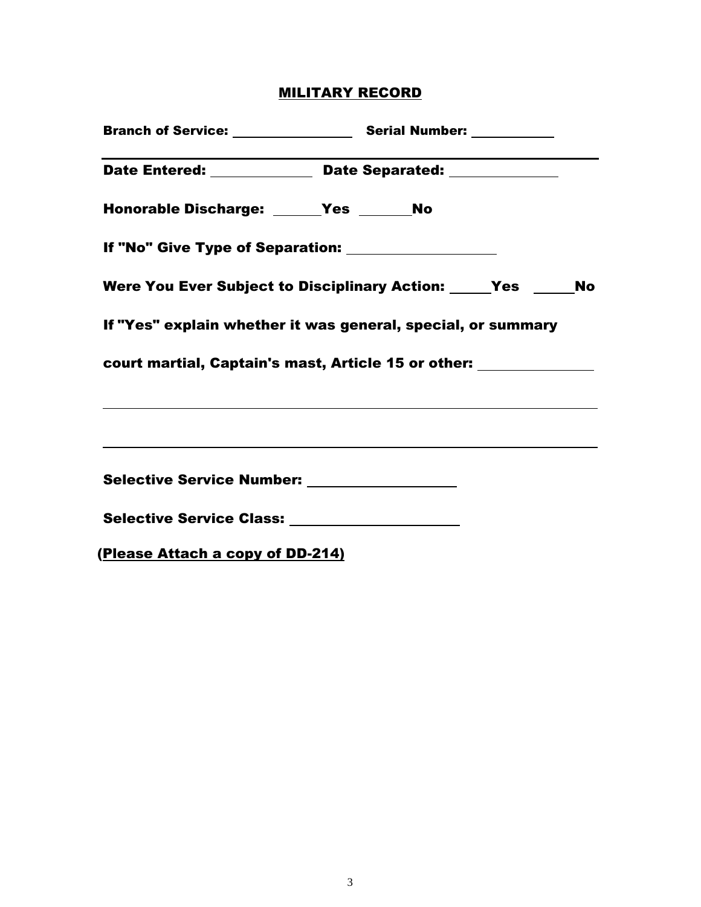## MILITARY RECORD

**Branch of Service:** ________________ **Serial Number:** ___________

**Date Entered:** _____________ **Date Separated:** ______________

**Honorable Discharge:** ______**Yes** _______**No**

**If "No" Give Type of Separation:** ____________________

**Were You Ever Subject to Disciplinary Action:** _____**Yes** _____**No**

**If "Yes" explain whether it was general, special, or summary court martial, Captain's mast, Article 15 or other:** _______________

_____________________________________________________________________

_____________________________________________________________________

**Selective Service Number:** ____________________

**Selective Service Class:** ______________________

**(Please Attach a copy of DD-214)**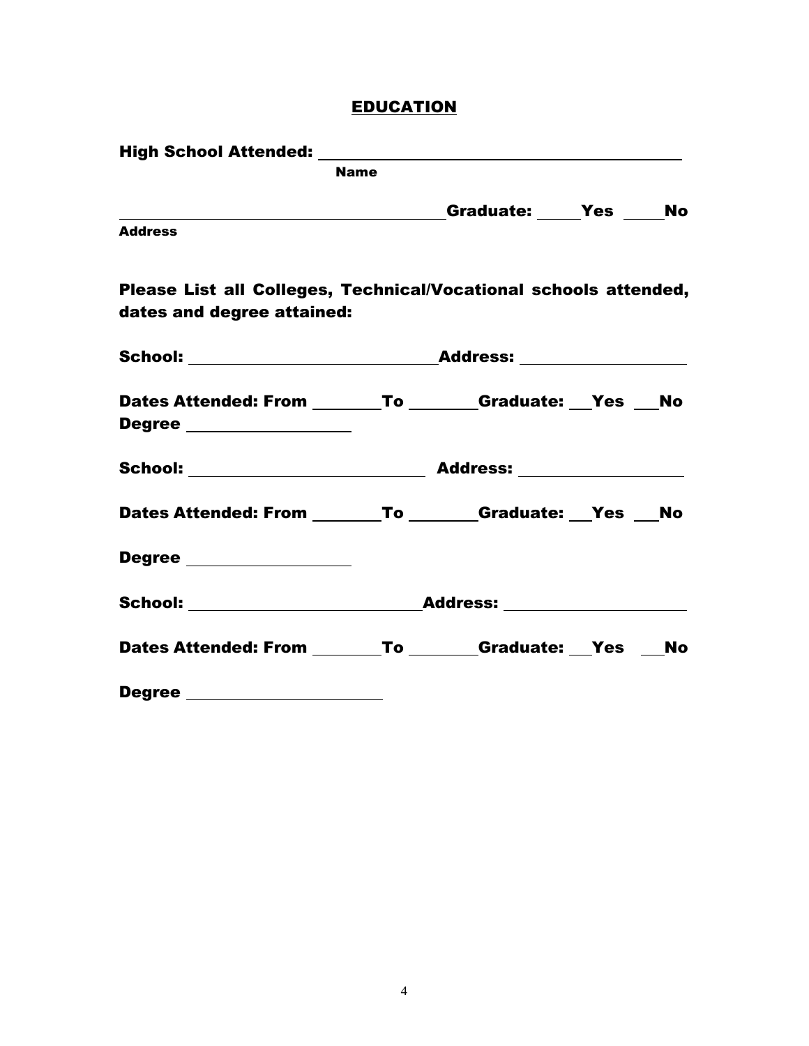## EDUCATION

**High School Attended:** ______________________________________________

**Name**

______________________________________________ **Graduate:** _____ **Yes** _____ **No**

**Address**

**Please List all Colleges, Technical/Vocational schools attended, dates and degree attained:**

**School:** ______________________________ **Address:** ____________________

**Dates Attended: From** ________ **To** ________ **Graduate:** ___ **Yes** ___ **No**
**Degree** ____________________

**School:** ______________________________ **Address:** ____________________

**Dates Attended: From** ________ **To** ________ **Graduate:** ___ **Yes** ___ **No**

**Degree** ____________________

**School:** ______________________________ **Address:** ____________________

**Dates Attended: From** ________ **To** ________ **Graduate:** ___ **Yes** ___ **No**

**Degree** ________________________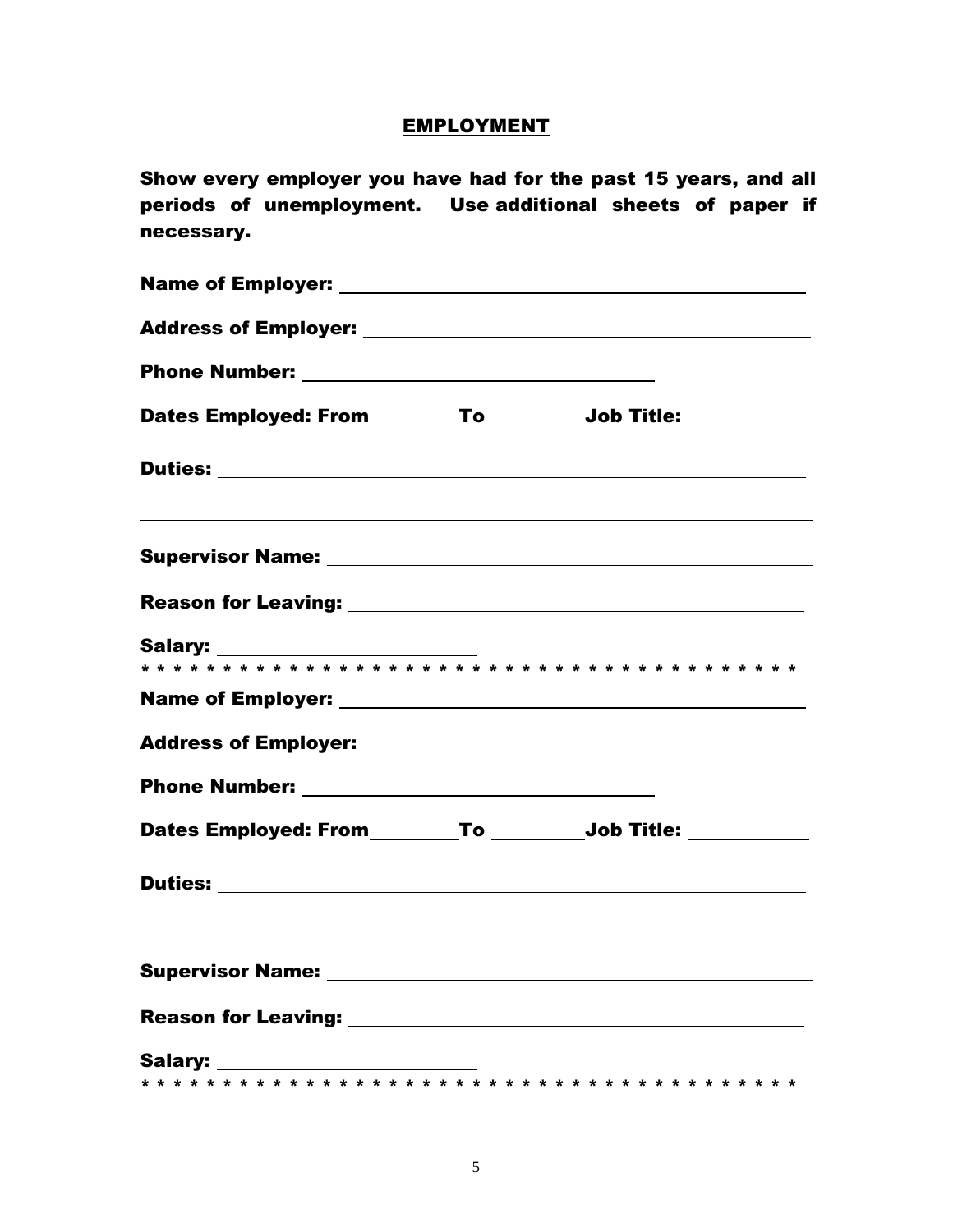## EMPLOYMENT

**Show every employer you have had for the past 15 years, and all periods of unemployment. Use additional sheets of paper if necessary.**

**Name of Employer:** ______________________________________________

**Address of Employer:** ___________________________________________

**Phone Number:** ________________________________

**Dates Employed: From**_________**To** _________**Job Title:** ___________

**Duties:** _______________________________________________________

__________________________________________________________________

**Supervisor Name:** _______________________________________________

**Reason for Leaving:** _____________________________________________

**Salary:** ________________________

* * * * * * * * * * * * * * * * * * * * * * * * * * * * * * * * * * * * * * *

**Name of Employer:** ______________________________________________

**Address of Employer:** ___________________________________________

**Phone Number:** ________________________________

**Dates Employed: From**_________**To** _________**Job Title:** ___________

**Duties:** _______________________________________________________

__________________________________________________________________

**Supervisor Name:** _______________________________________________

**Reason for Leaving:** _____________________________________________

**Salary:** ________________________

* * * * * * * * * * * * * * * * * * * * * * * * * * * * * * * * * * * * * * *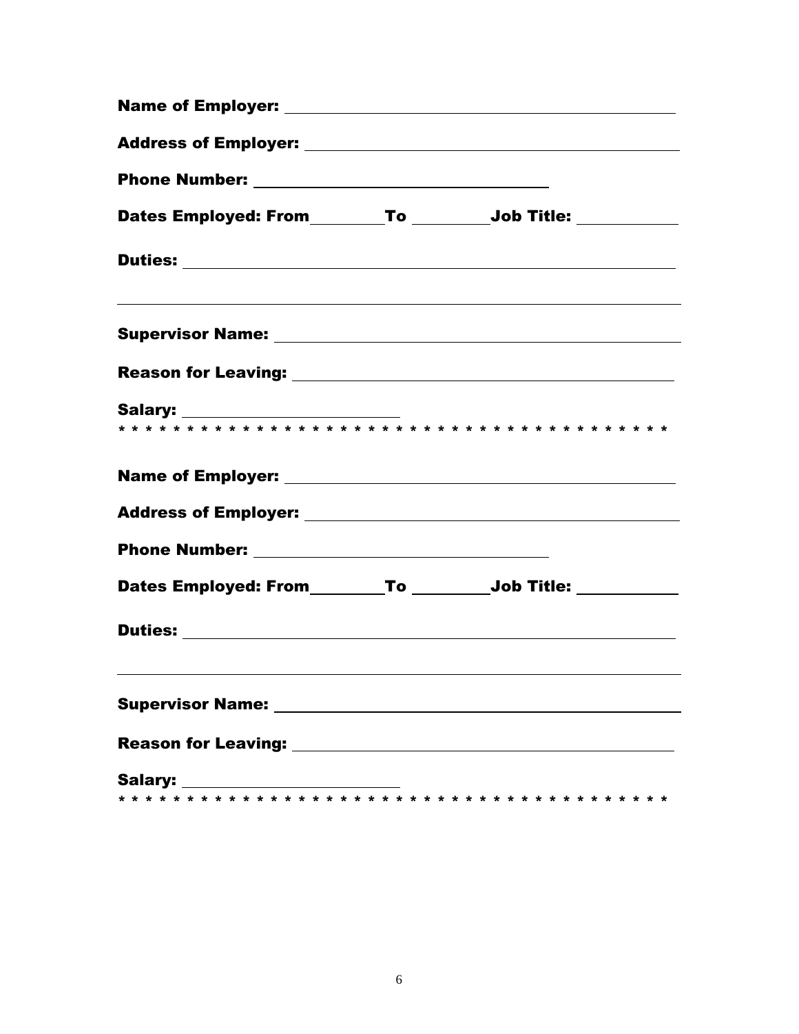**Name of Employer:** ______________________________________________

**Address of Employer:** ____________________________________________

**Phone Number:** ________________________________

**Dates Employed: From** ________ **To** ________ **Job Title:** ___________

**Duties:** ________________________________________________________

____________________________________________________________________

**Supervisor Name:** ________________________________________________

**Reason for Leaving:** ______________________________________________

**Salary:** ________________________

* * * * * * * * * * * * * * * * * * * * * * * * * * * * * * * * * * * * * *

**Name of Employer:** ______________________________________________

**Address of Employer:** ____________________________________________

**Phone Number:** ________________________________

**Dates Employed: From** ________ **To** ________ **Job Title:** ___________

**Duties:** ________________________________________________________

____________________________________________________________________

**Supervisor Name:** ________________________________________________

**Reason for Leaving:** ______________________________________________

**Salary:** ________________________

* * * * * * * * * * * * * * * * * * * * * * * * * * * * * * * * * * * * * *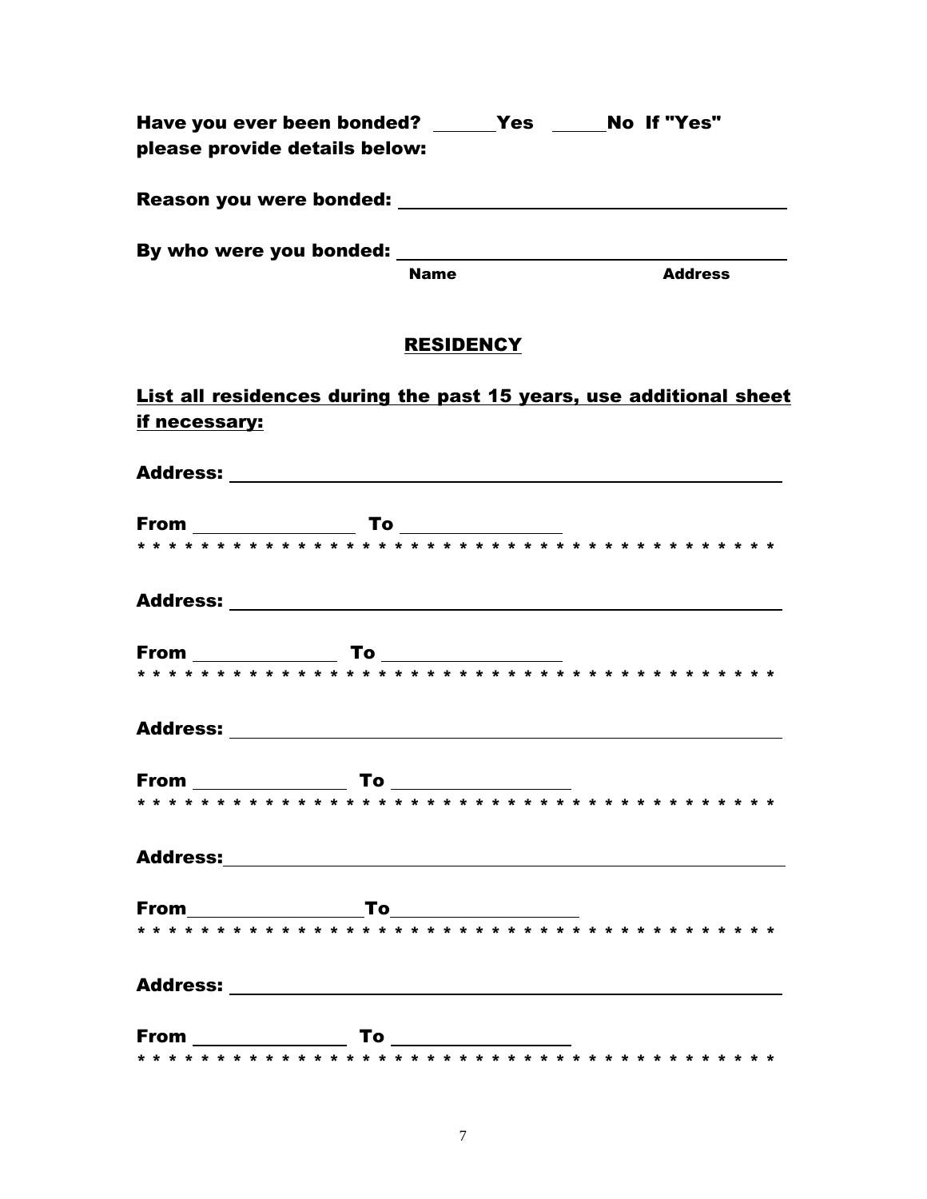**Have you ever been bonded? \_\_\_\_\_\_Yes \_\_\_\_\_\_No If "Yes" please provide details below:**

**Reason you were bonded:** \_\_\_\_\_\_\_\_\_\_\_\_\_\_\_\_\_\_\_\_\_\_\_\_\_\_\_\_\_\_\_\_\_\_\_\_\_\_

**By who were you bonded:** \_\_\_\_\_\_\_\_\_\_\_\_\_\_\_\_\_\_\_\_\_\_\_\_\_\_\_\_\_\_\_\_\_\_\_\_\_\_

**Name** **Address**

## RESIDENCY

**List all residences during the past 15 years, use additional sheet if necessary:**

**Address:** \_\_\_\_\_\_\_\_\_\_\_\_\_\_\_\_\_\_\_\_\_\_\_\_\_\_\_\_\_\_\_\_\_\_\_\_\_\_\_\_\_\_\_\_\_\_\_\_

**From** \_\_\_\_\_\_\_\_\_\_\_\_\_\_\_\_ **To** \_\_\_\_\_\_\_\_\_\_\_\_\_\_\_\_

\* \* \* \* \* \* \* \* \* \* \* \* \* \* \* \* \* \* \* \* \* \* \* \* \* \* \* \* \* \* \* \* \* \* \* \* \* \* \* \* \*

**Address:** \_\_\_\_\_\_\_\_\_\_\_\_\_\_\_\_\_\_\_\_\_\_\_\_\_\_\_\_\_\_\_\_\_\_\_\_\_\_\_\_\_\_\_\_\_\_\_\_

**From** \_\_\_\_\_\_\_\_\_\_\_\_\_\_\_\_ **To** \_\_\_\_\_\_\_\_\_\_\_\_\_\_\_\_

\* \* \* \* \* \* \* \* \* \* \* \* \* \* \* \* \* \* \* \* \* \* \* \* \* \* \* \* \* \* \* \* \* \* \* \* \* \* \* \* \*

**Address:** \_\_\_\_\_\_\_\_\_\_\_\_\_\_\_\_\_\_\_\_\_\_\_\_\_\_\_\_\_\_\_\_\_\_\_\_\_\_\_\_\_\_\_\_\_\_\_\_

**From** \_\_\_\_\_\_\_\_\_\_\_\_\_\_\_\_ **To** \_\_\_\_\_\_\_\_\_\_\_\_\_\_\_\_

\* \* \* \* \* \* \* \* \* \* \* \* \* \* \* \* \* \* \* \* \* \* \* \* \* \* \* \* \* \* \* \* \* \* \* \* \* \* \* \* \*

**Address:** \_\_\_\_\_\_\_\_\_\_\_\_\_\_\_\_\_\_\_\_\_\_\_\_\_\_\_\_\_\_\_\_\_\_\_\_\_\_\_\_\_\_\_\_\_\_\_\_

**From** \_\_\_\_\_\_\_\_\_\_\_\_\_\_\_\_ **To** \_\_\_\_\_\_\_\_\_\_\_\_\_\_\_\_

\* \* \* \* \* \* \* \* \* \* \* \* \* \* \* \* \* \* \* \* \* \* \* \* \* \* \* \* \* \* \* \* \* \* \* \* \* \* \* \* \*

**Address:** \_\_\_\_\_\_\_\_\_\_\_\_\_\_\_\_\_\_\_\_\_\_\_\_\_\_\_\_\_\_\_\_\_\_\_\_\_\_\_\_\_\_\_\_\_\_\_\_

**From** \_\_\_\_\_\_\_\_\_\_\_\_\_\_\_\_ **To** \_\_\_\_\_\_\_\_\_\_\_\_\_\_\_\_

\* \* \* \* \* \* \* \* \* \* \* \* \* \* \* \* \* \* \* \* \* \* \* \* \* \* \* \* \* \* \* \* \* \* \* \* \* \* \* \* \*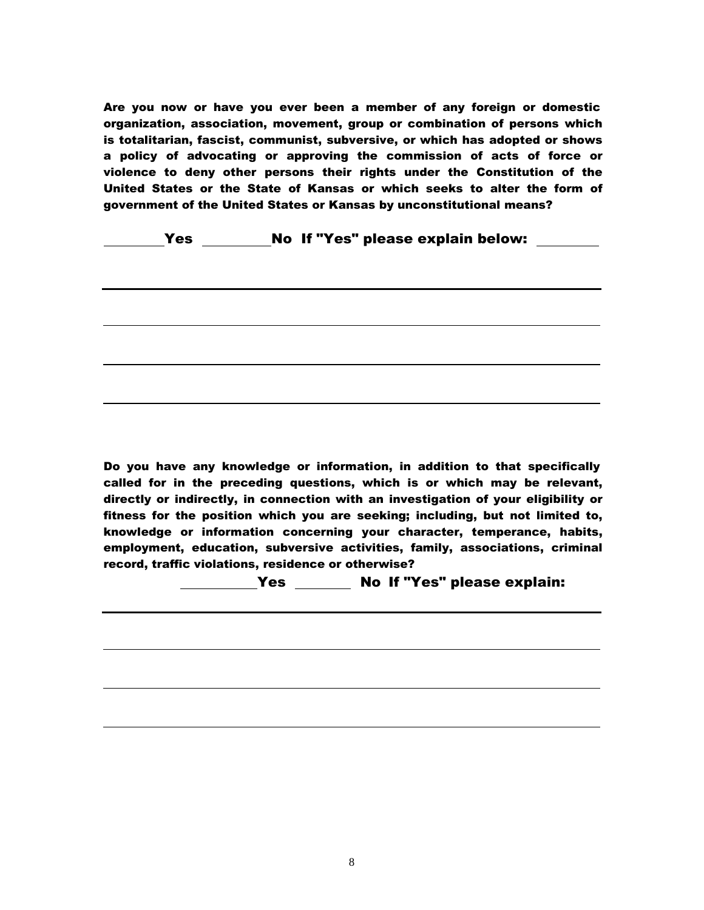**Are you now or have you ever been a member of any foreign or domestic organization, association, movement, group or combination of persons which is totalitarian, fascist, communist, subversive, or which has adopted or shows a policy of advocating or approving the commission of acts of force or violence to deny other persons their rights under the Constitution of the United States or the State of Kansas or which seeks to alter the form of government of the United States or Kansas by unconstitutional means?**

**\_\_\_\_\_\_\_\_Yes \_\_\_\_\_\_\_\_\_No If "Yes" please explain below: \_\_\_\_\_\_\_\_**

\_\_\_\_\_\_\_\_\_\_\_\_\_\_\_\_\_\_\_\_\_\_\_\_\_\_\_\_\_\_\_\_\_\_\_\_\_\_\_\_\_\_\_\_\_\_\_\_\_\_\_\_\_\_\_\_\_\_\_\_\_\_\_\_\_\_\_\_\_\_

\_\_\_\_\_\_\_\_\_\_\_\_\_\_\_\_\_\_\_\_\_\_\_\_\_\_\_\_\_\_\_\_\_\_\_\_\_\_\_\_\_\_\_\_\_\_\_\_\_\_\_\_\_\_\_\_\_\_\_\_\_\_\_\_\_\_\_\_\_\_

\_\_\_\_\_\_\_\_\_\_\_\_\_\_\_\_\_\_\_\_\_\_\_\_\_\_\_\_\_\_\_\_\_\_\_\_\_\_\_\_\_\_\_\_\_\_\_\_\_\_\_\_\_\_\_\_\_\_\_\_\_\_\_\_\_\_\_\_\_\_

\_\_\_\_\_\_\_\_\_\_\_\_\_\_\_\_\_\_\_\_\_\_\_\_\_\_\_\_\_\_\_\_\_\_\_\_\_\_\_\_\_\_\_\_\_\_\_\_\_\_\_\_\_\_\_\_\_\_\_\_\_\_\_\_\_\_\_\_\_\_

**Do you have any knowledge or information, in addition to that specifically called for in the preceding questions, which is or which may be relevant, directly or indirectly, in connection with an investigation of your eligibility or fitness for the position which you are seeking; including, but not limited to, knowledge or information concerning your character, temperance, habits, employment, education, subversive activities, family, associations, criminal record, traffic violations, residence or otherwise?**

**\_\_\_\_\_\_\_\_\_\_Yes \_\_\_\_\_\_\_\_ No If "Yes" please explain:**

\_\_\_\_\_\_\_\_\_\_\_\_\_\_\_\_\_\_\_\_\_\_\_\_\_\_\_\_\_\_\_\_\_\_\_\_\_\_\_\_\_\_\_\_\_\_\_\_\_\_\_\_\_\_\_\_\_\_\_\_\_\_\_\_\_\_\_\_\_\_

\_\_\_\_\_\_\_\_\_\_\_\_\_\_\_\_\_\_\_\_\_\_\_\_\_\_\_\_\_\_\_\_\_\_\_\_\_\_\_\_\_\_\_\_\_\_\_\_\_\_\_\_\_\_\_\_\_\_\_\_\_\_\_\_\_\_\_\_\_\_

\_\_\_\_\_\_\_\_\_\_\_\_\_\_\_\_\_\_\_\_\_\_\_\_\_\_\_\_\_\_\_\_\_\_\_\_\_\_\_\_\_\_\_\_\_\_\_\_\_\_\_\_\_\_\_\_\_\_\_\_\_\_\_\_\_\_\_\_\_\_

\_\_\_\_\_\_\_\_\_\_\_\_\_\_\_\_\_\_\_\_\_\_\_\_\_\_\_\_\_\_\_\_\_\_\_\_\_\_\_\_\_\_\_\_\_\_\_\_\_\_\_\_\_\_\_\_\_\_\_\_\_\_\_\_\_\_\_\_\_\_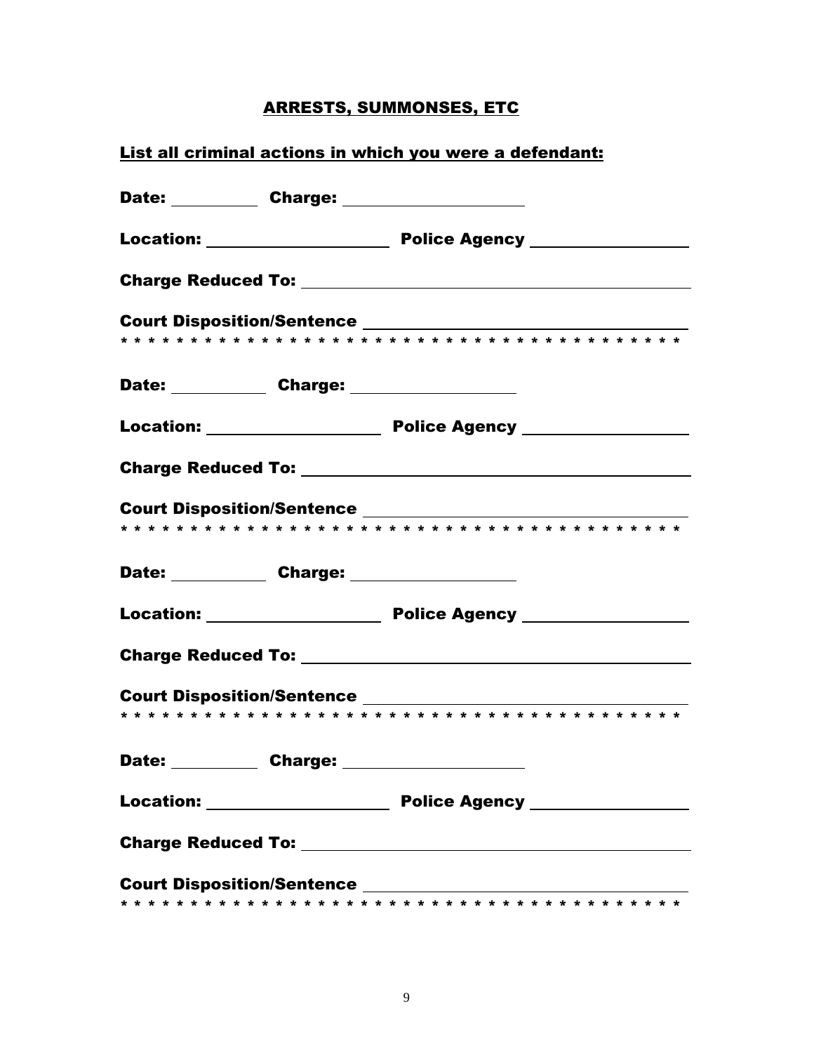## ARRESTS, SUMMONSES, ETC

**List all criminal actions in which you were a defendant:**

**Date:** __________ **Charge:** ____________________

**Location:** ____________________ **Police Agency** __________________

**Charge Reduced To:** ____________________________________________

**Court Disposition/Sentence** __________________________________

* * * * * * * * * * * * * * * * * * * * * * * * * * * * * * * * * * * * * *

**Date:** __________ **Charge:** ____________________

**Location:** ____________________ **Police Agency** __________________

**Charge Reduced To:** ____________________________________________

**Court Disposition/Sentence** __________________________________

* * * * * * * * * * * * * * * * * * * * * * * * * * * * * * * * * * * * * *

**Date:** __________ **Charge:** ____________________

**Location:** ____________________ **Police Agency** __________________

**Charge Reduced To:** ____________________________________________

**Court Disposition/Sentence** __________________________________

* * * * * * * * * * * * * * * * * * * * * * * * * * * * * * * * * * * * * *

**Date:** __________ **Charge:** ____________________

**Location:** ____________________ **Police Agency** __________________

**Charge Reduced To:** ____________________________________________

**Court Disposition/Sentence** __________________________________

* * * * * * * * * * * * * * * * * * * * * * * * * * * * * * * * * * * * * *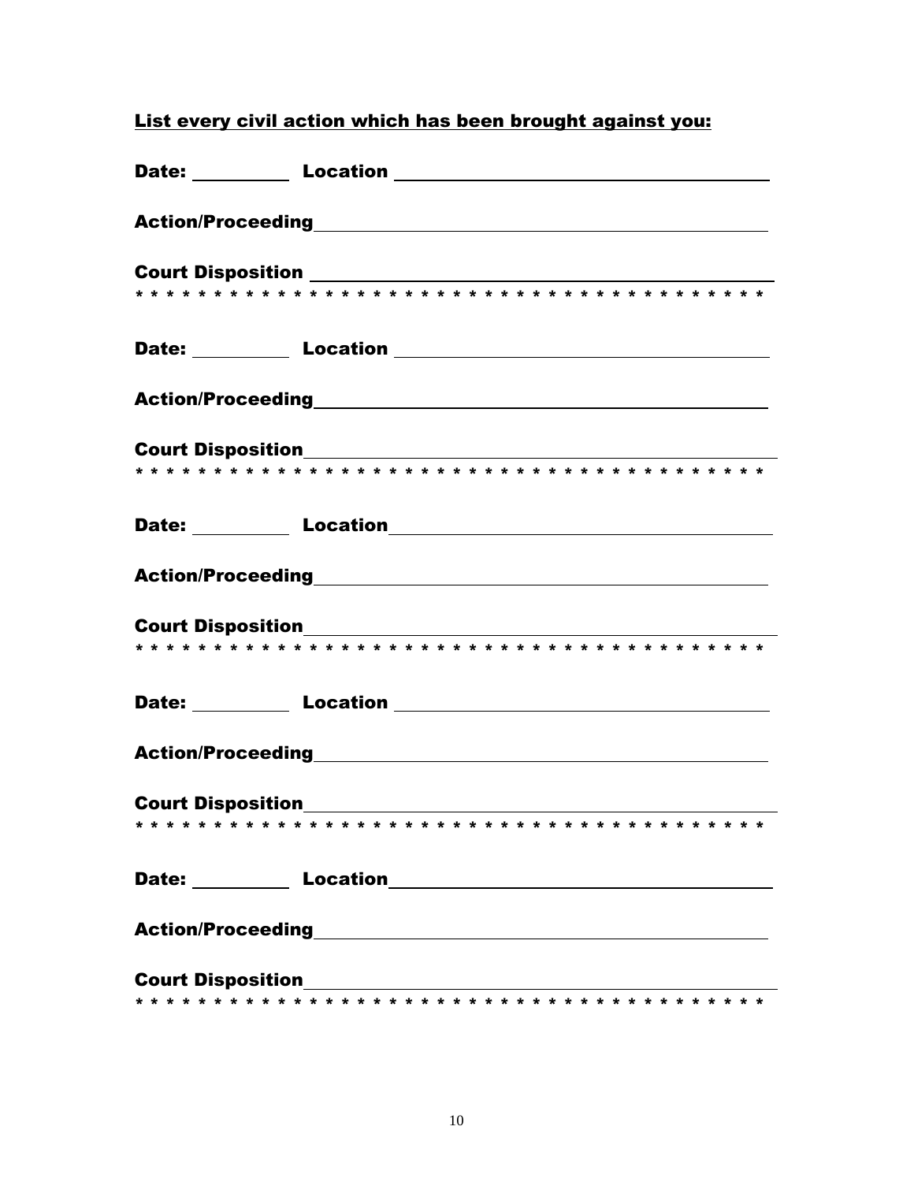**List every civil action which has been brought against you:**

**Date:** __________ **Location** ______________________________________

**Action/Proceeding** ______________________________________________

**Court Disposition** ______________________________________________

* * * * * * * * * * * * * * * * * * * * * * * * * * * * * * * * * * * * * *

**Date:** __________ **Location** ______________________________________

**Action/Proceeding** ______________________________________________

**Court Disposition** ______________________________________________

* * * * * * * * * * * * * * * * * * * * * * * * * * * * * * * * * * * * * *

**Date:** __________ **Location** ______________________________________

**Action/Proceeding** ______________________________________________

**Court Disposition** ______________________________________________

* * * * * * * * * * * * * * * * * * * * * * * * * * * * * * * * * * * * * *

**Date:** __________ **Location** ______________________________________

**Action/Proceeding** ______________________________________________

**Court Disposition** ______________________________________________

* * * * * * * * * * * * * * * * * * * * * * * * * * * * * * * * * * * * * *

**Date:** __________ **Location** ______________________________________

**Action/Proceeding** ______________________________________________

**Court Disposition** ______________________________________________

* * * * * * * * * * * * * * * * * * * * * * * * * * * * * * * * * * * * * *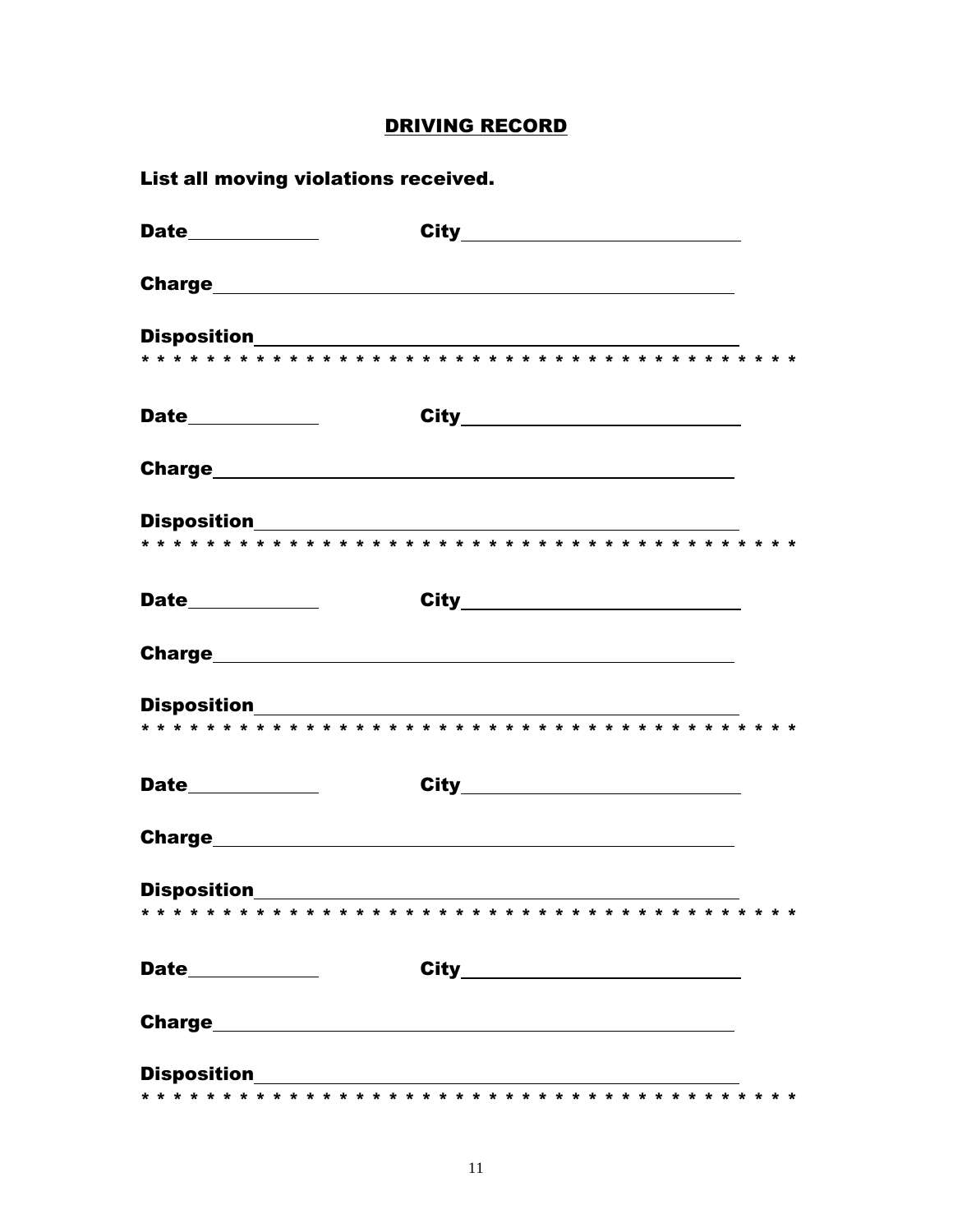## DRIVING RECORD

**List all moving violations received.**

**Date**\_\_\_\_\_\_\_\_\_\_\_\_ **City**\_\_\_\_\_\_\_\_\_\_\_\_\_\_\_\_\_\_\_\_\_\_\_\_\_\_

**Charge**\_\_\_\_\_\_\_\_\_\_\_\_\_\_\_\_\_\_\_\_\_\_\_\_\_\_\_\_\_\_\_\_\_\_\_\_\_\_\_\_\_\_\_\_\_\_

**Disposition**\_\_\_\_\_\_\_\_\_\_\_\_\_\_\_\_\_\_\_\_\_\_\_\_\_\_\_\_\_\_\_\_\_\_\_\_\_\_\_\_\_\_\_

* * * * * * * * * * * * * * * * * * * * * * * * * * * * * * * * * * * * * * *

**Date**\_\_\_\_\_\_\_\_\_\_\_\_ **City**\_\_\_\_\_\_\_\_\_\_\_\_\_\_\_\_\_\_\_\_\_\_\_\_\_\_

**Charge**\_\_\_\_\_\_\_\_\_\_\_\_\_\_\_\_\_\_\_\_\_\_\_\_\_\_\_\_\_\_\_\_\_\_\_\_\_\_\_\_\_\_\_\_\_\_

**Disposition**\_\_\_\_\_\_\_\_\_\_\_\_\_\_\_\_\_\_\_\_\_\_\_\_\_\_\_\_\_\_\_\_\_\_\_\_\_\_\_\_\_\_\_

* * * * * * * * * * * * * * * * * * * * * * * * * * * * * * * * * * * * * * *

**Date**\_\_\_\_\_\_\_\_\_\_\_\_ **City**\_\_\_\_\_\_\_\_\_\_\_\_\_\_\_\_\_\_\_\_\_\_\_\_\_\_

**Charge**\_\_\_\_\_\_\_\_\_\_\_\_\_\_\_\_\_\_\_\_\_\_\_\_\_\_\_\_\_\_\_\_\_\_\_\_\_\_\_\_\_\_\_\_\_\_

**Disposition**\_\_\_\_\_\_\_\_\_\_\_\_\_\_\_\_\_\_\_\_\_\_\_\_\_\_\_\_\_\_\_\_\_\_\_\_\_\_\_\_\_\_\_

* * * * * * * * * * * * * * * * * * * * * * * * * * * * * * * * * * * * * * *

**Date**\_\_\_\_\_\_\_\_\_\_\_\_ **City**\_\_\_\_\_\_\_\_\_\_\_\_\_\_\_\_\_\_\_\_\_\_\_\_\_\_

**Charge**\_\_\_\_\_\_\_\_\_\_\_\_\_\_\_\_\_\_\_\_\_\_\_\_\_\_\_\_\_\_\_\_\_\_\_\_\_\_\_\_\_\_\_\_\_\_

**Disposition**\_\_\_\_\_\_\_\_\_\_\_\_\_\_\_\_\_\_\_\_\_\_\_\_\_\_\_\_\_\_\_\_\_\_\_\_\_\_\_\_\_\_\_

* * * * * * * * * * * * * * * * * * * * * * * * * * * * * * * * * * * * * * *

**Date**\_\_\_\_\_\_\_\_\_\_\_\_ **City**\_\_\_\_\_\_\_\_\_\_\_\_\_\_\_\_\_\_\_\_\_\_\_\_\_\_

**Charge**\_\_\_\_\_\_\_\_\_\_\_\_\_\_\_\_\_\_\_\_\_\_\_\_\_\_\_\_\_\_\_\_\_\_\_\_\_\_\_\_\_\_\_\_\_\_

**Disposition**\_\_\_\_\_\_\_\_\_\_\_\_\_\_\_\_\_\_\_\_\_\_\_\_\_\_\_\_\_\_\_\_\_\_\_\_\_\_\_\_\_\_\_

* * * * * * * * * * * * * * * * * * * * * * * * * * * * * * * * * * * * * * *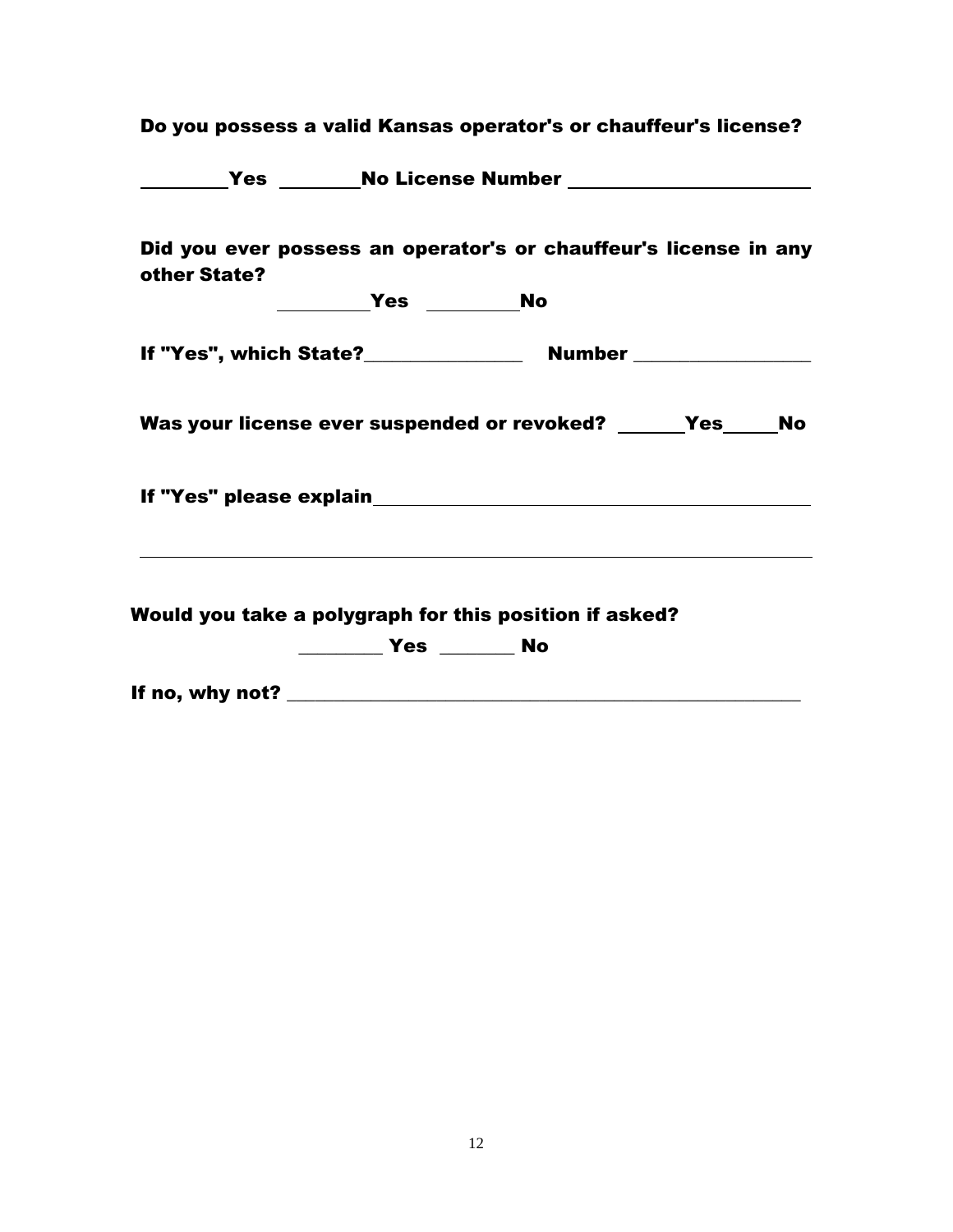**Do you possess a valid Kansas operator's or chauffeur's license?**

**\_\_\_\_\_\_\_\_Yes \_\_\_\_\_\_\_\_No License Number \_\_\_\_\_\_\_\_\_\_\_\_\_\_\_\_\_\_\_\_\_\_\_\_**

**Did you ever possess an operator's or chauffeur's license in any other State?**

**\_\_\_\_\_\_\_\_\_Yes \_\_\_\_\_\_\_\_\_No**

**If "Yes", which State?\_\_\_\_\_\_\_\_\_\_\_\_\_\_\_\_ Number \_\_\_\_\_\_\_\_\_\_\_\_\_\_\_\_\_\_**

**Was your license ever suspended or revoked? \_\_\_\_\_\_Yes\_\_\_\_\_No**

**If "Yes" please explain\_\_\_\_\_\_\_\_\_\_\_\_\_\_\_\_\_\_\_\_\_\_\_\_\_\_\_\_\_\_\_\_\_\_\_\_\_\_\_\_\_\_\_\_**

\_\_\_\_\_\_\_\_\_\_\_\_\_\_\_\_\_\_\_\_\_\_\_\_\_\_\_\_\_\_\_\_\_\_\_\_\_\_\_\_\_\_\_\_\_\_\_\_\_\_\_\_\_\_\_\_\_\_\_\_\_\_\_\_\_\_\_

**Would you take a polygraph for this position if asked?**

**\_\_\_\_\_\_\_\_\_ Yes \_\_\_\_\_\_\_\_ No**

**If no, why not? \_\_\_\_\_\_\_\_\_\_\_\_\_\_\_\_\_\_\_\_\_\_\_\_\_\_\_\_\_\_\_\_\_\_\_\_\_\_\_\_\_\_\_\_\_\_\_\_\_\_\_\_\_\_\_\_\_\_**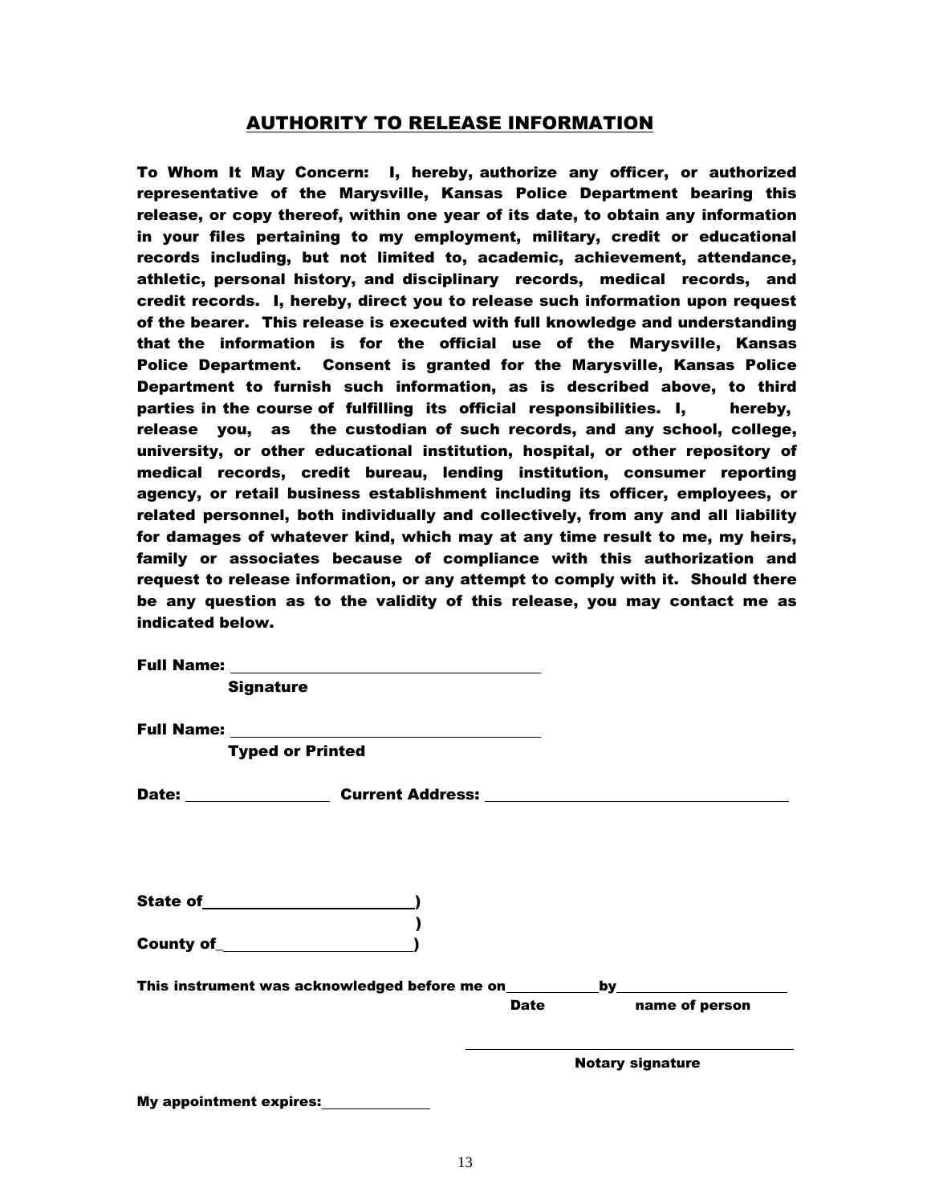## AUTHORITY TO RELEASE INFORMATION

**To Whom It May Concern: I, hereby, authorize any officer, or authorized representative of the Marysville, Kansas Police Department bearing this release, or copy thereof, within one year of its date, to obtain any information in your files pertaining to my employment, military, credit or educational records including, but not limited to, academic, achievement, attendance, athletic, personal history, and disciplinary records, medical records, and credit records. I, hereby, direct you to release such information upon request of the bearer. This release is executed with full knowledge and understanding that the information is for the official use of the Marysville, Kansas Police Department. Consent is granted for the Marysville, Kansas Police Department to furnish such information, as is described above, to third parties in the course of fulfilling its official responsibilities. I, hereby, release you, as the custodian of such records, and any school, college, university, or other educational institution, hospital, or other repository of medical records, credit bureau, lending institution, consumer reporting agency, or retail business establishment including its officer, employees, or related personnel, both individually and collectively, from any and all liability for damages of whatever kind, which may at any time result to me, my heirs, family or associates because of compliance with this authorization and request to release information, or any attempt to comply with it. Should there be any question as to the validity of this release, you may contact me as indicated below.**

**Full Name:** ______________________________
**Signature**

**Full Name:** ______________________________
**Typed or Printed**

**Date:** ______________ **Current Address:** ______________________________

**State of** ____________________ )
)
**County of** ____________________ )

**This instrument was acknowledged before me on** __________ **by** ________________
**Date** **name of person**

______________________________
**Notary signature**

**My appointment expires:** ____________